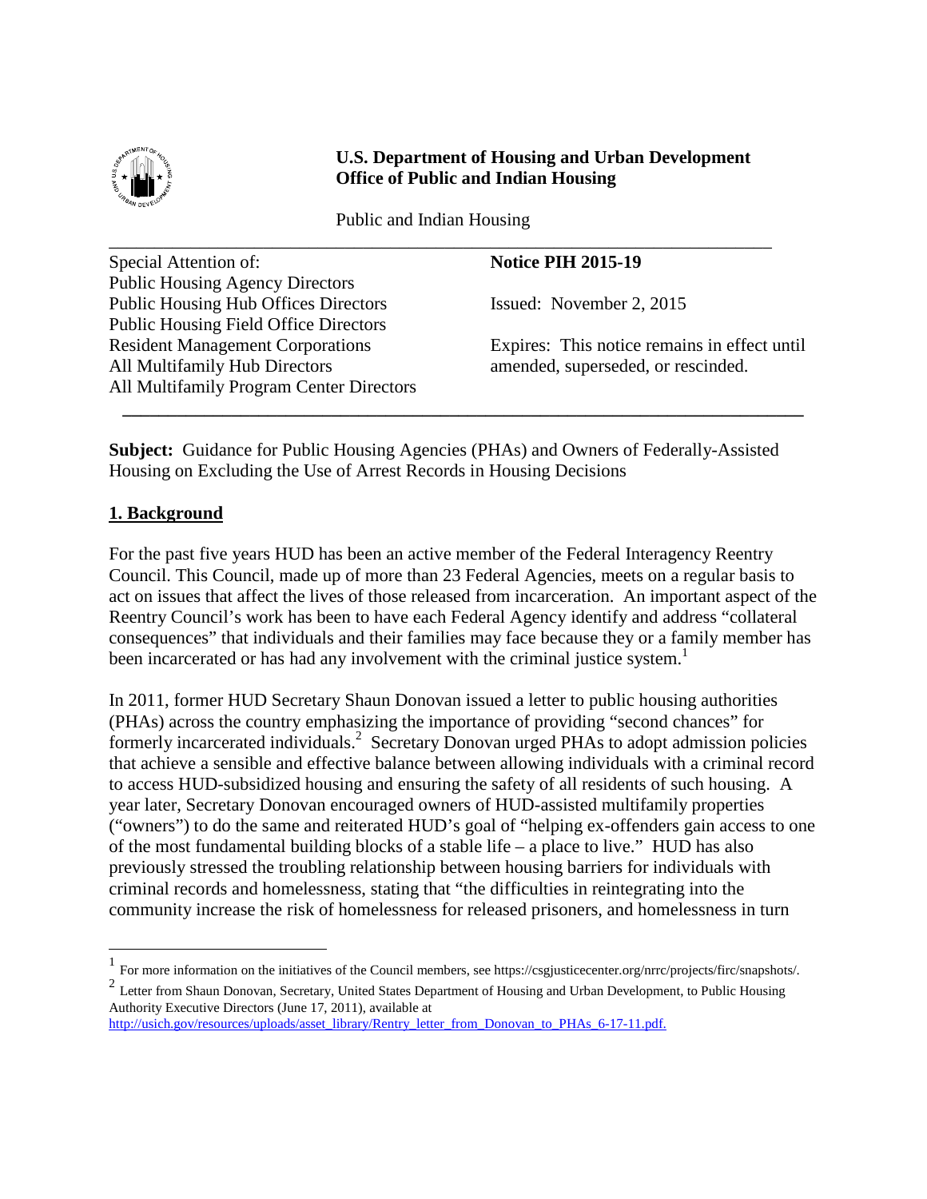**U.S. Department of Housing and Urban Development**
**Office of Public and Indian Housing**

Public and Indian Housing

| Special Attention of: | **Notice PIH 2015-19** |
|---|---|
| Public Housing Agency Directors | |
| Public Housing Hub Offices Directors | Issued: November 2, 2015 |
| Public Housing Field Office Directors | |
| Resident Management Corporations | Expires: This notice remains in effect until |
| All Multifamily Hub Directors | amended, superseded, or rescinded. |
| All Multifamily Program Center Directors | |

**Subject:** Guidance for Public Housing Agencies (PHAs) and Owners of Federally-Assisted Housing on Excluding the Use of Arrest Records in Housing Decisions

## 1. Background

For the past five years HUD has been an active member of the Federal Interagency Reentry Council. This Council, made up of more than 23 Federal Agencies, meets on a regular basis to act on issues that affect the lives of those released from incarceration. An important aspect of the Reentry Council's work has been to have each Federal Agency identify and address "collateral consequences" that individuals and their families may face because they or a family member has been incarcerated or has had any involvement with the criminal justice system.[1]

In 2011, former HUD Secretary Shaun Donovan issued a letter to public housing authorities (PHAs) across the country emphasizing the importance of providing "second chances" for formerly incarcerated individuals.[2] Secretary Donovan urged PHAs to adopt admission policies that achieve a sensible and effective balance between allowing individuals with a criminal record to access HUD-subsidized housing and ensuring the safety of all residents of such housing. A year later, Secretary Donovan encouraged owners of HUD-assisted multifamily properties ("owners") to do the same and reiterated HUD's goal of "helping ex-offenders gain access to one of the most fundamental building blocks of a stable life – a place to live." HUD has also previously stressed the troubling relationship between housing barriers for individuals with criminal records and homelessness, stating that "the difficulties in reintegrating into the community increase the risk of homelessness for released prisoners, and homelessness in turn

---

[1] For more information on the initiatives of the Council members, see https://csgjusticecenter.org/nrrc/projects/firc/snapshots/.

[2] Letter from Shaun Donovan, Secretary, United States Department of Housing and Urban Development, to Public Housing Authority Executive Directors (June 17, 2011), available at http://usich.gov/resources/uploads/asset_library/Rentry_letter_from_Donovan_to_PHAs_6-17-11.pdf.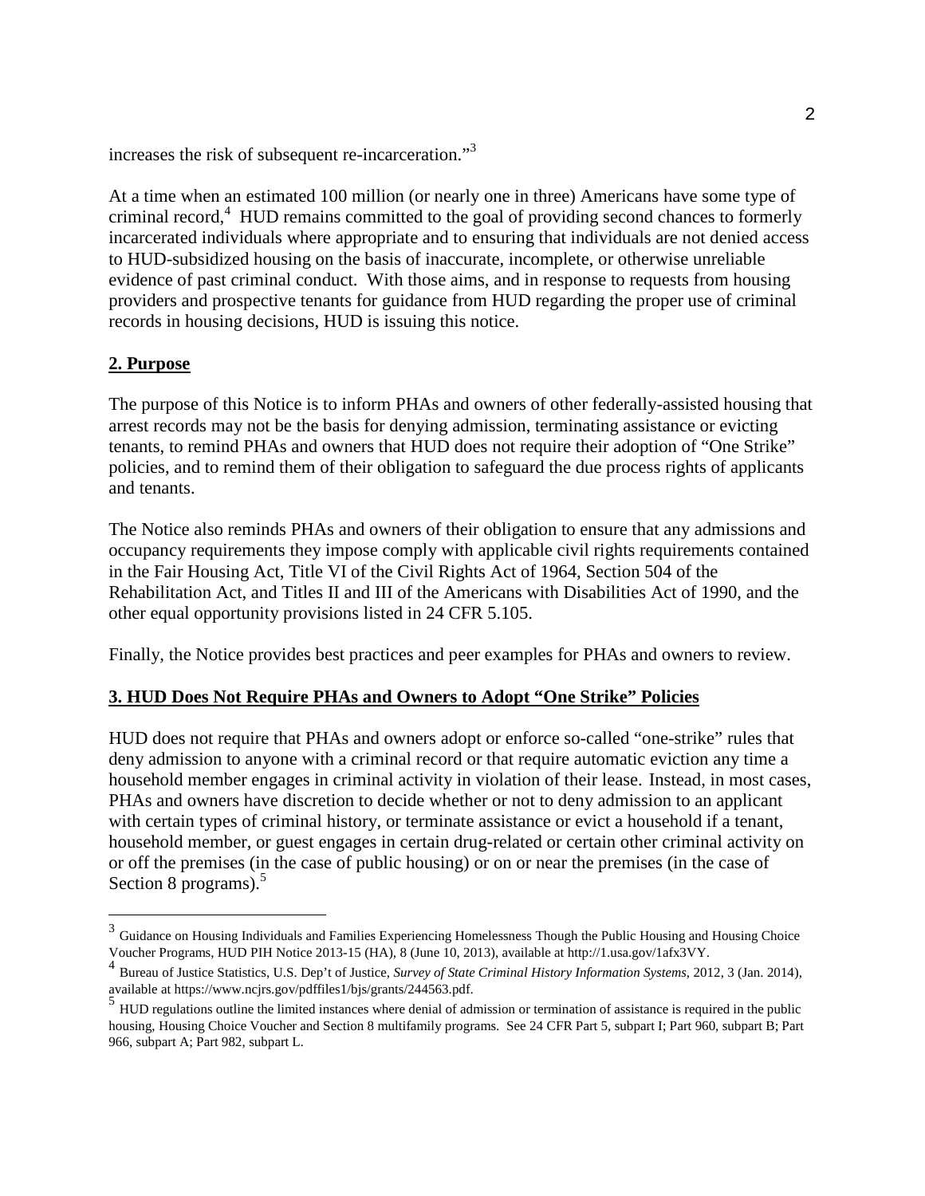increases the risk of subsequent re-incarceration."[3]

At a time when an estimated 100 million (or nearly one in three) Americans have some type of criminal record,[4] HUD remains committed to the goal of providing second chances to formerly incarcerated individuals where appropriate and to ensuring that individuals are not denied access to HUD-subsidized housing on the basis of inaccurate, incomplete, or otherwise unreliable evidence of past criminal conduct. With those aims, and in response to requests from housing providers and prospective tenants for guidance from HUD regarding the proper use of criminal records in housing decisions, HUD is issuing this notice.

## 2. Purpose

The purpose of this Notice is to inform PHAs and owners of other federally-assisted housing that arrest records may not be the basis for denying admission, terminating assistance or evicting tenants, to remind PHAs and owners that HUD does not require their adoption of "One Strike" policies, and to remind them of their obligation to safeguard the due process rights of applicants and tenants.

The Notice also reminds PHAs and owners of their obligation to ensure that any admissions and occupancy requirements they impose comply with applicable civil rights requirements contained in the Fair Housing Act, Title VI of the Civil Rights Act of 1964, Section 504 of the Rehabilitation Act, and Titles II and III of the Americans with Disabilities Act of 1990, and the other equal opportunity provisions listed in 24 CFR 5.105.

Finally, the Notice provides best practices and peer examples for PHAs and owners to review.

## 3. HUD Does Not Require PHAs and Owners to Adopt "One Strike" Policies

HUD does not require that PHAs and owners adopt or enforce so-called "one-strike" rules that deny admission to anyone with a criminal record or that require automatic eviction any time a household member engages in criminal activity in violation of their lease. Instead, in most cases, PHAs and owners have discretion to decide whether or not to deny admission to an applicant with certain types of criminal history, or terminate assistance or evict a household if a tenant, household member, or guest engages in certain drug-related or certain other criminal activity on or off the premises (in the case of public housing) or on or near the premises (in the case of Section 8 programs).[5]

---

[3] Guidance on Housing Individuals and Families Experiencing Homelessness Though the Public Housing and Housing Choice Voucher Programs, HUD PIH Notice 2013-15 (HA), 8 (June 10, 2013), available at http://1.usa.gov/1afx3VY.

[4] Bureau of Justice Statistics, U.S. Dep't of Justice, *Survey of State Criminal History Information Systems*, 2012, 3 (Jan. 2014), available at https://www.ncjrs.gov/pdffiles1/bjs/grants/244563.pdf.

[5] HUD regulations outline the limited instances where denial of admission or termination of assistance is required in the public housing, Housing Choice Voucher and Section 8 multifamily programs. See 24 CFR Part 5, subpart I; Part 960, subpart B; Part 966, subpart A; Part 982, subpart L.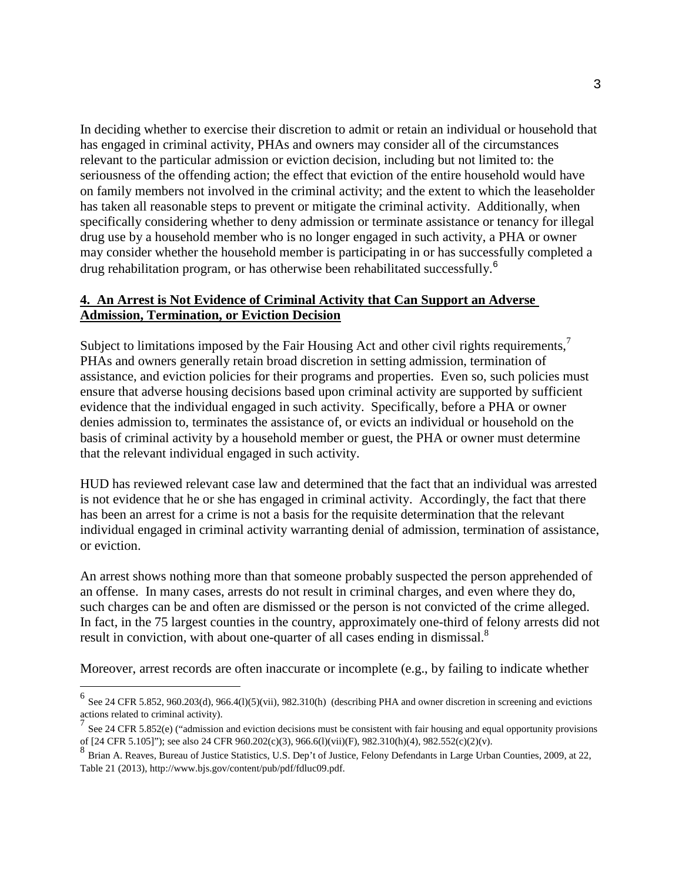In deciding whether to exercise their discretion to admit or retain an individual or household that has engaged in criminal activity, PHAs and owners may consider all of the circumstances relevant to the particular admission or eviction decision, including but not limited to: the seriousness of the offending action; the effect that eviction of the entire household would have on family members not involved in the criminal activity; and the extent to which the leaseholder has taken all reasonable steps to prevent or mitigate the criminal activity. Additionally, when specifically considering whether to deny admission or terminate assistance or tenancy for illegal drug use by a household member who is no longer engaged in such activity, a PHA or owner may consider whether the household member is participating in or has successfully completed a drug rehabilitation program, or has otherwise been rehabilitated successfully.[6]

## 4. An Arrest is Not Evidence of Criminal Activity that Can Support an Adverse Admission, Termination, or Eviction Decision

Subject to limitations imposed by the Fair Housing Act and other civil rights requirements,[7] PHAs and owners generally retain broad discretion in setting admission, termination of assistance, and eviction policies for their programs and properties. Even so, such policies must ensure that adverse housing decisions based upon criminal activity are supported by sufficient evidence that the individual engaged in such activity. Specifically, before a PHA or owner denies admission to, terminates the assistance of, or evicts an individual or household on the basis of criminal activity by a household member or guest, the PHA or owner must determine that the relevant individual engaged in such activity.

HUD has reviewed relevant case law and determined that the fact that an individual was arrested is not evidence that he or she has engaged in criminal activity. Accordingly, the fact that there has been an arrest for a crime is not a basis for the requisite determination that the relevant individual engaged in criminal activity warranting denial of admission, termination of assistance, or eviction.

An arrest shows nothing more than that someone probably suspected the person apprehended of an offense. In many cases, arrests do not result in criminal charges, and even where they do, such charges can be and often are dismissed or the person is not convicted of the crime alleged. In fact, in the 75 largest counties in the country, approximately one-third of felony arrests did not result in conviction, with about one-quarter of all cases ending in dismissal.[8]

Moreover, arrest records are often inaccurate or incomplete (e.g., by failing to indicate whether

---

[6] See 24 CFR 5.852, 960.203(d), 966.4(l)(5)(vii), 982.310(h) (describing PHA and owner discretion in screening and evictions actions related to criminal activity).

[7] See 24 CFR 5.852(e) ("admission and eviction decisions must be consistent with fair housing and equal opportunity provisions of [24 CFR 5.105]"); see also 24 CFR 960.202(c)(3), 966.6(l)(vii)(F), 982.310(h)(4), 982.552(c)(2)(v).

[8] Brian A. Reaves, Bureau of Justice Statistics, U.S. Dep't of Justice, Felony Defendants in Large Urban Counties, 2009, at 22, Table 21 (2013), http://www.bjs.gov/content/pub/pdf/fdluc09.pdf.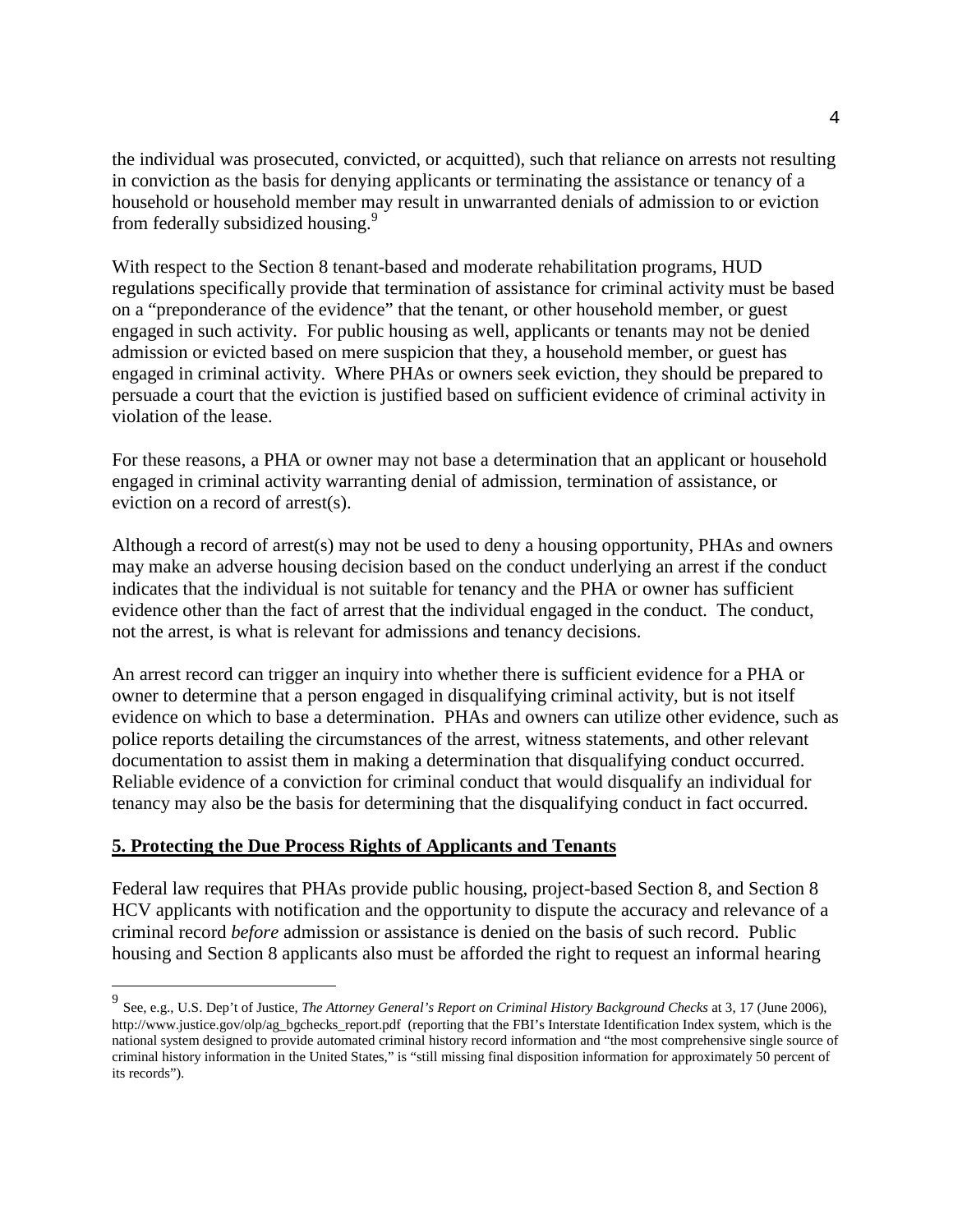the individual was prosecuted, convicted, or acquitted), such that reliance on arrests not resulting in conviction as the basis for denying applicants or terminating the assistance or tenancy of a household or household member may result in unwarranted denials of admission to or eviction from federally subsidized housing.[9]

With respect to the Section 8 tenant-based and moderate rehabilitation programs, HUD regulations specifically provide that termination of assistance for criminal activity must be based on a "preponderance of the evidence" that the tenant, or other household member, or guest engaged in such activity. For public housing as well, applicants or tenants may not be denied admission or evicted based on mere suspicion that they, a household member, or guest has engaged in criminal activity. Where PHAs or owners seek eviction, they should be prepared to persuade a court that the eviction is justified based on sufficient evidence of criminal activity in violation of the lease.

For these reasons, a PHA or owner may not base a determination that an applicant or household engaged in criminal activity warranting denial of admission, termination of assistance, or eviction on a record of arrest(s).

Although a record of arrest(s) may not be used to deny a housing opportunity, PHAs and owners may make an adverse housing decision based on the conduct underlying an arrest if the conduct indicates that the individual is not suitable for tenancy and the PHA or owner has sufficient evidence other than the fact of arrest that the individual engaged in the conduct. The conduct, not the arrest, is what is relevant for admissions and tenancy decisions.

An arrest record can trigger an inquiry into whether there is sufficient evidence for a PHA or owner to determine that a person engaged in disqualifying criminal activity, but is not itself evidence on which to base a determination. PHAs and owners can utilize other evidence, such as police reports detailing the circumstances of the arrest, witness statements, and other relevant documentation to assist them in making a determination that disqualifying conduct occurred. Reliable evidence of a conviction for criminal conduct that would disqualify an individual for tenancy may also be the basis for determining that the disqualifying conduct in fact occurred.

## 5. Protecting the Due Process Rights of Applicants and Tenants

Federal law requires that PHAs provide public housing, project-based Section 8, and Section 8 HCV applicants with notification and the opportunity to dispute the accuracy and relevance of a criminal record *before* admission or assistance is denied on the basis of such record. Public housing and Section 8 applicants also must be afforded the right to request an informal hearing

[9] See, e.g., U.S. Dep't of Justice, *The Attorney General's Report on Criminal History Background Checks* at 3, 17 (June 2006), http://www.justice.gov/olp/ag_bgchecks_report.pdf (reporting that the FBI's Interstate Identification Index system, which is the national system designed to provide automated criminal history record information and "the most comprehensive single source of criminal history information in the United States," is "still missing final disposition information for approximately 50 percent of its records").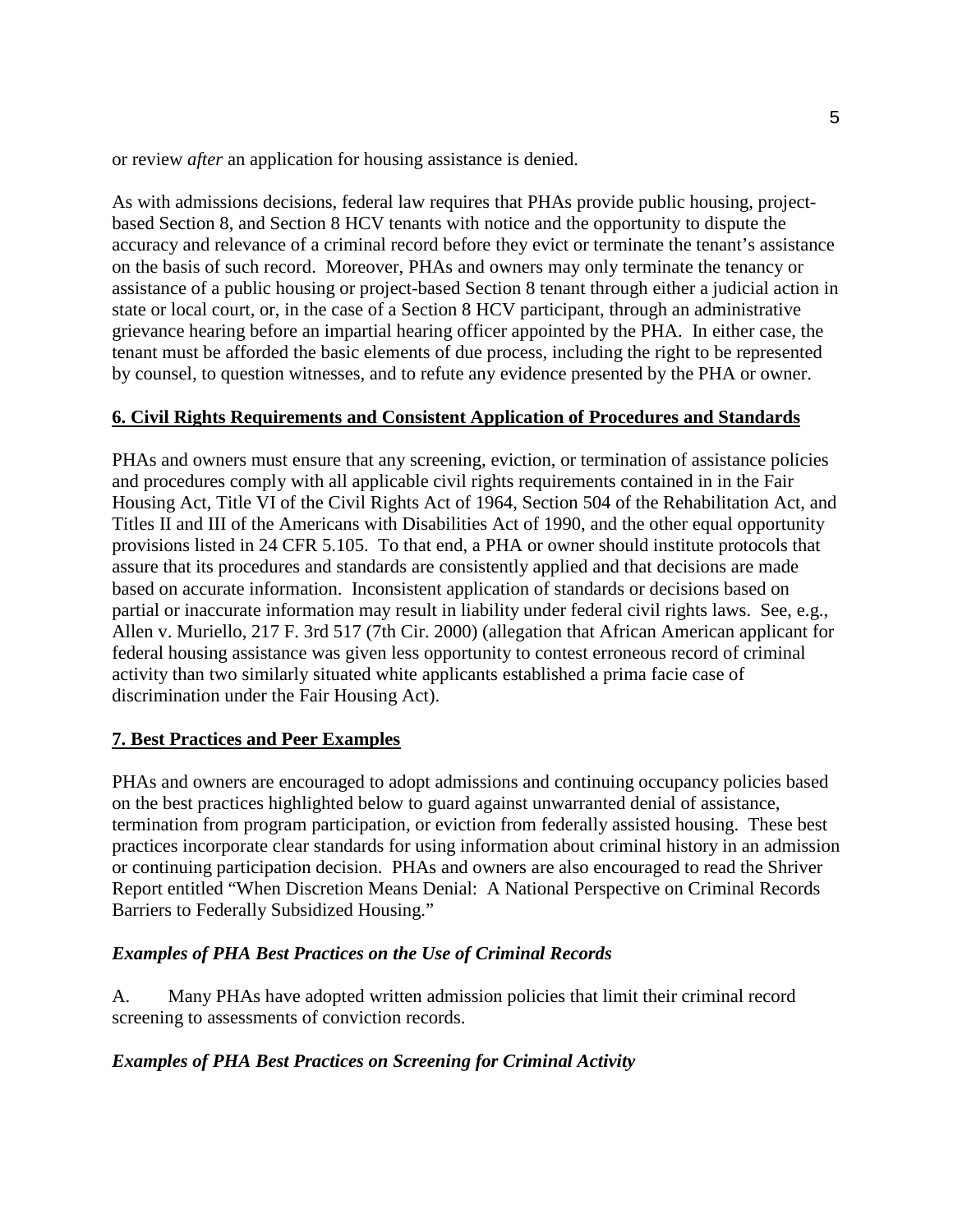or review *after* an application for housing assistance is denied.

As with admissions decisions, federal law requires that PHAs provide public housing, project-based Section 8, and Section 8 HCV tenants with notice and the opportunity to dispute the accuracy and relevance of a criminal record before they evict or terminate the tenant's assistance on the basis of such record. Moreover, PHAs and owners may only terminate the tenancy or assistance of a public housing or project-based Section 8 tenant through either a judicial action in state or local court, or, in the case of a Section 8 HCV participant, through an administrative grievance hearing before an impartial hearing officer appointed by the PHA. In either case, the tenant must be afforded the basic elements of due process, including the right to be represented by counsel, to question witnesses, and to refute any evidence presented by the PHA or owner.

## 6. Civil Rights Requirements and Consistent Application of Procedures and Standards

PHAs and owners must ensure that any screening, eviction, or termination of assistance policies and procedures comply with all applicable civil rights requirements contained in in the Fair Housing Act, Title VI of the Civil Rights Act of 1964, Section 504 of the Rehabilitation Act, and Titles II and III of the Americans with Disabilities Act of 1990, and the other equal opportunity provisions listed in 24 CFR 5.105. To that end, a PHA or owner should institute protocols that assure that its procedures and standards are consistently applied and that decisions are made based on accurate information. Inconsistent application of standards or decisions based on partial or inaccurate information may result in liability under federal civil rights laws. See, e.g., Allen v. Muriello, 217 F. 3rd 517 (7th Cir. 2000) (allegation that African American applicant for federal housing assistance was given less opportunity to contest erroneous record of criminal activity than two similarly situated white applicants established a prima facie case of discrimination under the Fair Housing Act).

## 7. Best Practices and Peer Examples

PHAs and owners are encouraged to adopt admissions and continuing occupancy policies based on the best practices highlighted below to guard against unwarranted denial of assistance, termination from program participation, or eviction from federally assisted housing. These best practices incorporate clear standards for using information about criminal history in an admission or continuing participation decision. PHAs and owners are also encouraged to read the Shriver Report entitled "When Discretion Means Denial: A National Perspective on Criminal Records Barriers to Federally Subsidized Housing."

### *Examples of PHA Best Practices on the Use of Criminal Records*

A. Many PHAs have adopted written admission policies that limit their criminal record screening to assessments of conviction records.

### *Examples of PHA Best Practices on Screening for Criminal Activity*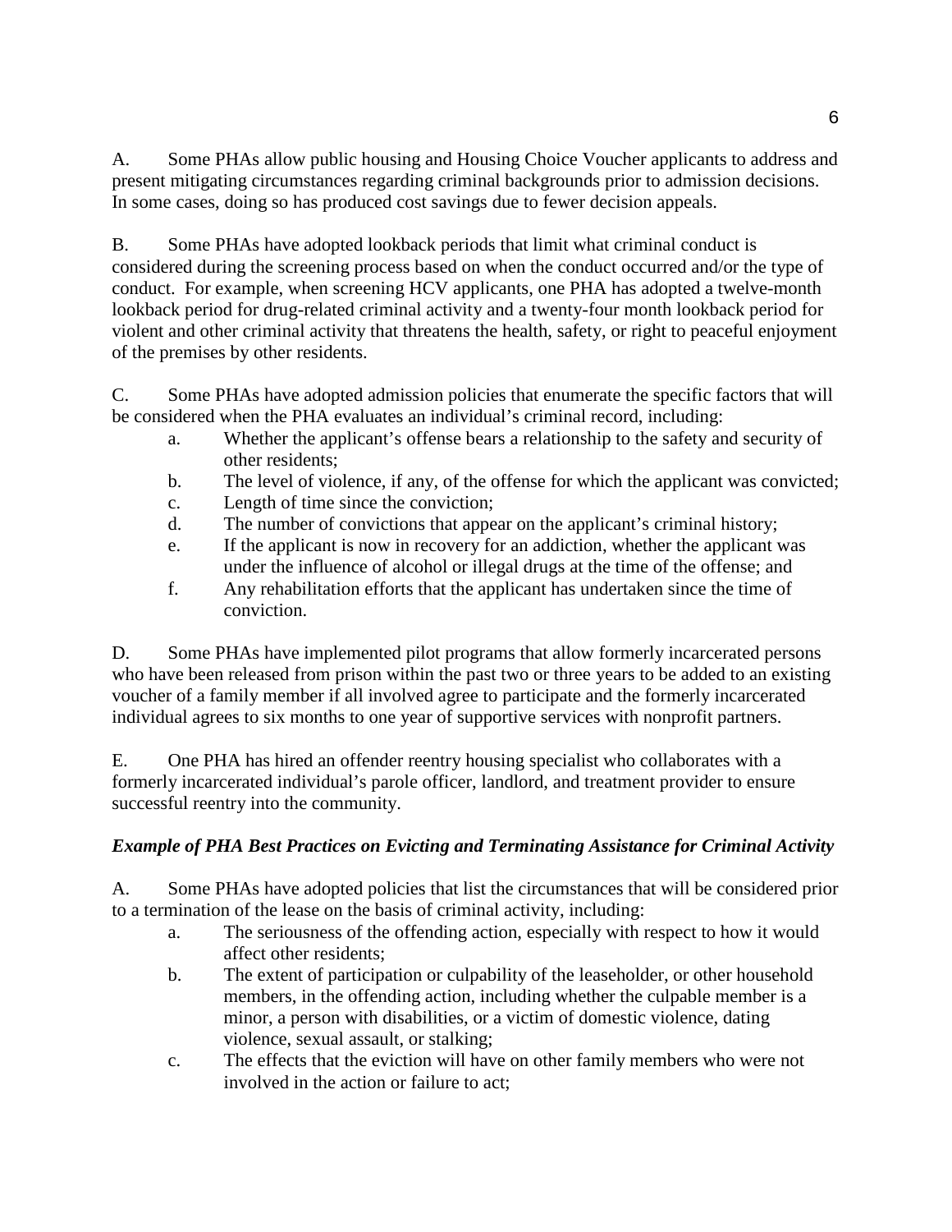A. Some PHAs allow public housing and Housing Choice Voucher applicants to address and present mitigating circumstances regarding criminal backgrounds prior to admission decisions. In some cases, doing so has produced cost savings due to fewer decision appeals.

B. Some PHAs have adopted lookback periods that limit what criminal conduct is considered during the screening process based on when the conduct occurred and/or the type of conduct. For example, when screening HCV applicants, one PHA has adopted a twelve-month lookback period for drug-related criminal activity and a twenty-four month lookback period for violent and other criminal activity that threatens the health, safety, or right to peaceful enjoyment of the premises by other residents.

C. Some PHAs have adopted admission policies that enumerate the specific factors that will be considered when the PHA evaluates an individual's criminal record, including:

- a. Whether the applicant's offense bears a relationship to the safety and security of other residents;
- b. The level of violence, if any, of the offense for which the applicant was convicted;
- c. Length of time since the conviction;
- d. The number of convictions that appear on the applicant's criminal history;
- e. If the applicant is now in recovery for an addiction, whether the applicant was under the influence of alcohol or illegal drugs at the time of the offense; and
- f. Any rehabilitation efforts that the applicant has undertaken since the time of conviction.

D. Some PHAs have implemented pilot programs that allow formerly incarcerated persons who have been released from prison within the past two or three years to be added to an existing voucher of a family member if all involved agree to participate and the formerly incarcerated individual agrees to six months to one year of supportive services with nonprofit partners.

E. One PHA has hired an offender reentry housing specialist who collaborates with a formerly incarcerated individual's parole officer, landlord, and treatment provider to ensure successful reentry into the community.

***Example of PHA Best Practices on Evicting and Terminating Assistance for Criminal Activity***

A. Some PHAs have adopted policies that list the circumstances that will be considered prior to a termination of the lease on the basis of criminal activity, including:

- a. The seriousness of the offending action, especially with respect to how it would affect other residents;
- b. The extent of participation or culpability of the leaseholder, or other household members, in the offending action, including whether the culpable member is a minor, a person with disabilities, or a victim of domestic violence, dating violence, sexual assault, or stalking;
- c. The effects that the eviction will have on other family members who were not involved in the action or failure to act;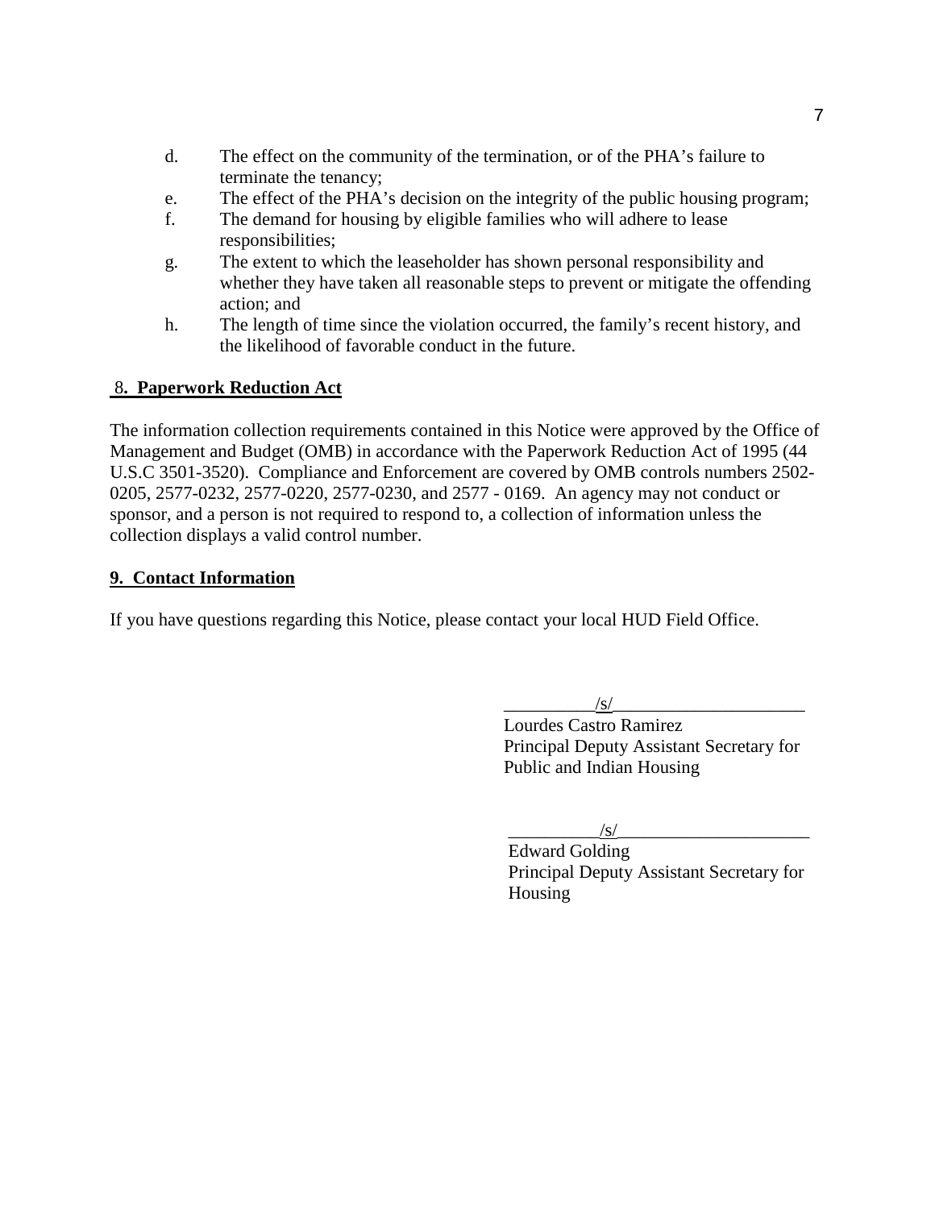d. The effect on the community of the termination, or of the PHA's failure to terminate the tenancy;
e. The effect of the PHA's decision on the integrity of the public housing program;
f. The demand for housing by eligible families who will adhere to lease responsibilities;
g. The extent to which the leaseholder has shown personal responsibility and whether they have taken all reasonable steps to prevent or mitigate the offending action; and
h. The length of time since the violation occurred, the family's recent history, and the likelihood of favorable conduct in the future.

**8. Paperwork Reduction Act**

The information collection requirements contained in this Notice were approved by the Office of Management and Budget (OMB) in accordance with the Paperwork Reduction Act of 1995 (44 U.S.C 3501-3520). Compliance and Enforcement are covered by OMB controls numbers 2502-0205, 2577-0232, 2577-0220, 2577-0230, and 2577 - 0169. An agency may not conduct or sponsor, and a person is not required to respond to, a collection of information unless the collection displays a valid control number.

**9. Contact Information**

If you have questions regarding this Notice, please contact your local HUD Field Office.

/s/
Lourdes Castro Ramirez
Principal Deputy Assistant Secretary for Public and Indian Housing

/s/
Edward Golding
Principal Deputy Assistant Secretary for Housing